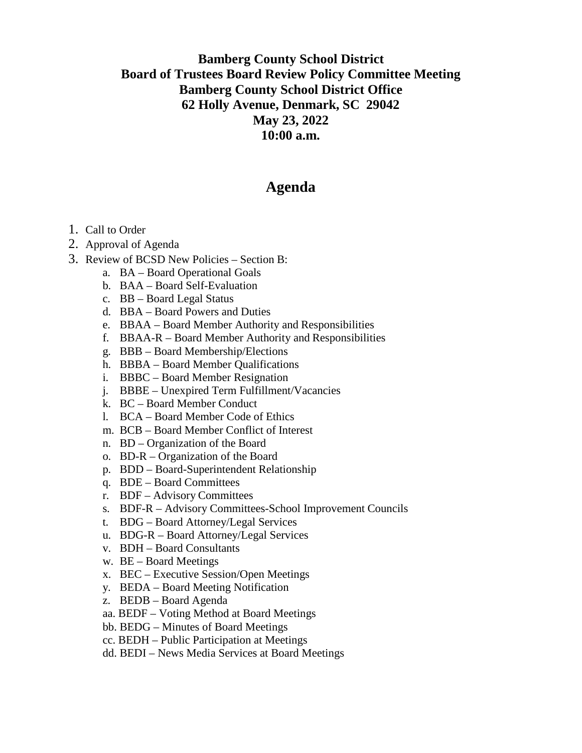**Bamberg County School District**
**Board of Trustees Board Review Policy Committee Meeting**
**Bamberg County School District Office**
**62 Holly Avenue, Denmark, SC 29042**
**May 23, 2022**
**10:00 a.m.**

# Agenda

1. Call to Order
2. Approval of Agenda
3. Review of BCSD New Policies – Section B:
   a. BA – Board Operational Goals
   b. BAA – Board Self-Evaluation
   c. BB – Board Legal Status
   d. BBA – Board Powers and Duties
   e. BBAA – Board Member Authority and Responsibilities
   f. BBAA-R – Board Member Authority and Responsibilities
   g. BBB – Board Membership/Elections
   h. BBBA – Board Member Qualifications
   i. BBBC – Board Member Resignation
   j. BBBE – Unexpired Term Fulfillment/Vacancies
   k. BC – Board Member Conduct
   l. BCA – Board Member Code of Ethics
   m. BCB – Board Member Conflict of Interest
   n. BD – Organization of the Board
   o. BD-R – Organization of the Board
   p. BDD – Board-Superintendent Relationship
   q. BDE – Board Committees
   r. BDF – Advisory Committees
   s. BDF-R – Advisory Committees-School Improvement Councils
   t. BDG – Board Attorney/Legal Services
   u. BDG-R – Board Attorney/Legal Services
   v. BDH – Board Consultants
   w. BE – Board Meetings
   x. BEC – Executive Session/Open Meetings
   y. BEDA – Board Meeting Notification
   z. BEDB – Board Agenda
   aa. BEDF – Voting Method at Board Meetings
   bb. BEDG – Minutes of Board Meetings
   cc. BEDH – Public Participation at Meetings
   dd. BEDI – News Media Services at Board Meetings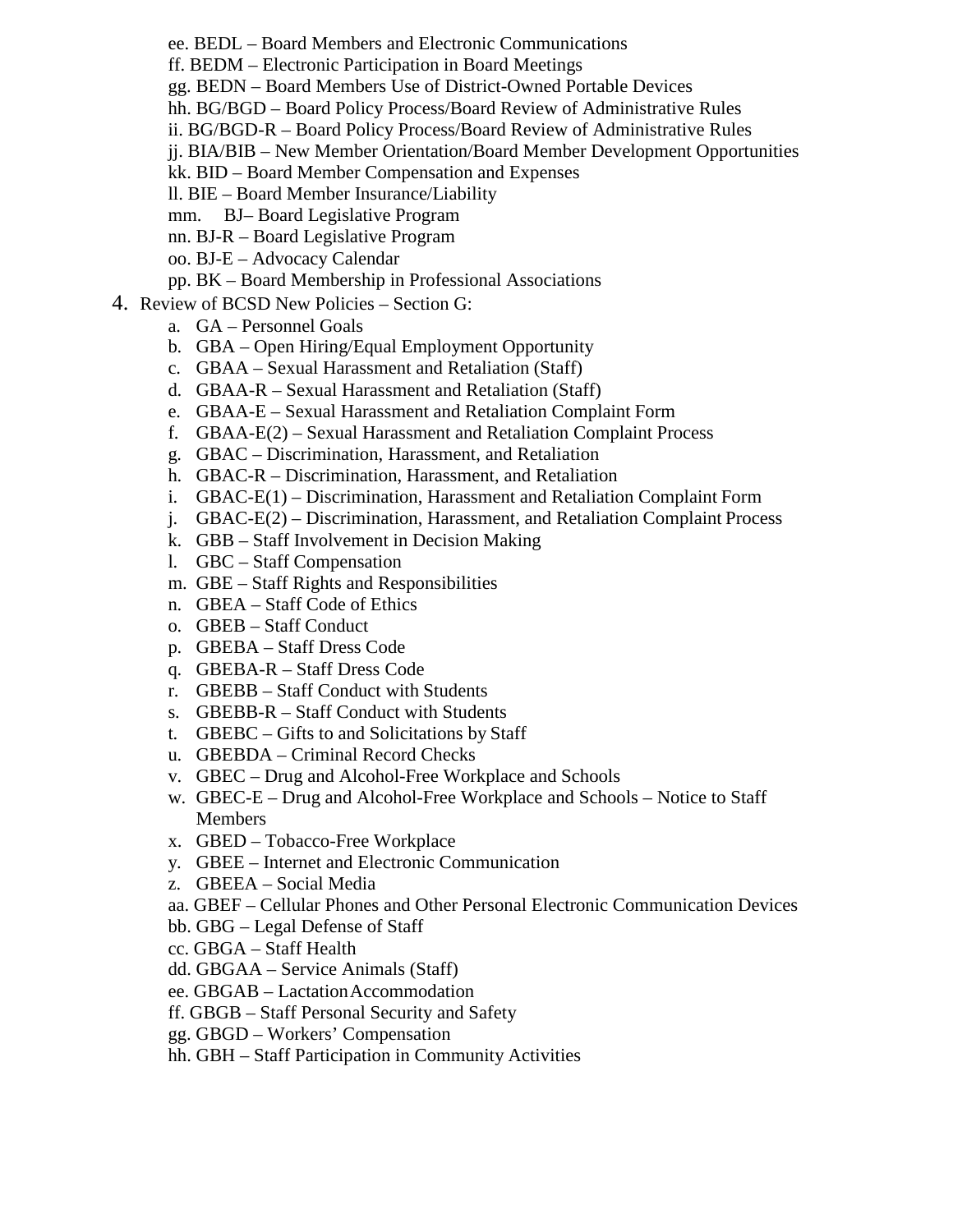ee. BEDL – Board Members and Electronic Communications
ff. BEDM – Electronic Participation in Board Meetings
gg. BEDN – Board Members Use of District-Owned Portable Devices
hh. BG/BGD – Board Policy Process/Board Review of Administrative Rules
ii. BG/BGD-R – Board Policy Process/Board Review of Administrative Rules
jj. BIA/BIB – New Member Orientation/Board Member Development Opportunities
kk. BID – Board Member Compensation and Expenses
ll. BIE – Board Member Insurance/Liability
mm. BJ– Board Legislative Program
nn. BJ-R – Board Legislative Program
oo. BJ-E – Advocacy Calendar
pp. BK – Board Membership in Professional Associations

4. Review of BCSD New Policies – Section G:
   a. GA – Personnel Goals
   b. GBA – Open Hiring/Equal Employment Opportunity
   c. GBAA – Sexual Harassment and Retaliation (Staff)
   d. GBAA-R – Sexual Harassment and Retaliation (Staff)
   e. GBAA-E – Sexual Harassment and Retaliation Complaint Form
   f. GBAA-E(2) – Sexual Harassment and Retaliation Complaint Process
   g. GBAC – Discrimination, Harassment, and Retaliation
   h. GBAC-R – Discrimination, Harassment, and Retaliation
   i. GBAC-E(1) – Discrimination, Harassment and Retaliation Complaint Form
   j. GBAC-E(2) – Discrimination, Harassment, and Retaliation Complaint Process
   k. GBB – Staff Involvement in Decision Making
   l. GBC – Staff Compensation
   m. GBE – Staff Rights and Responsibilities
   n. GBEA – Staff Code of Ethics
   o. GBEB – Staff Conduct
   p. GBEBA – Staff Dress Code
   q. GBEBA-R – Staff Dress Code
   r. GBEBB – Staff Conduct with Students
   s. GBEBB-R – Staff Conduct with Students
   t. GBEBC – Gifts to and Solicitations by Staff
   u. GBEBDA – Criminal Record Checks
   v. GBEC – Drug and Alcohol-Free Workplace and Schools
   w. GBEC-E – Drug and Alcohol-Free Workplace and Schools – Notice to Staff Members
   x. GBED – Tobacco-Free Workplace
   y. GBEE – Internet and Electronic Communication
   z. GBEEA – Social Media
   aa. GBEF – Cellular Phones and Other Personal Electronic Communication Devices
   bb. GBG – Legal Defense of Staff
   cc. GBGA – Staff Health
   dd. GBGAA – Service Animals (Staff)
   ee. GBGAB – Lactation Accommodation
   ff. GBGB – Staff Personal Security and Safety
   gg. GBGD – Workers' Compensation
   hh. GBH – Staff Participation in Community Activities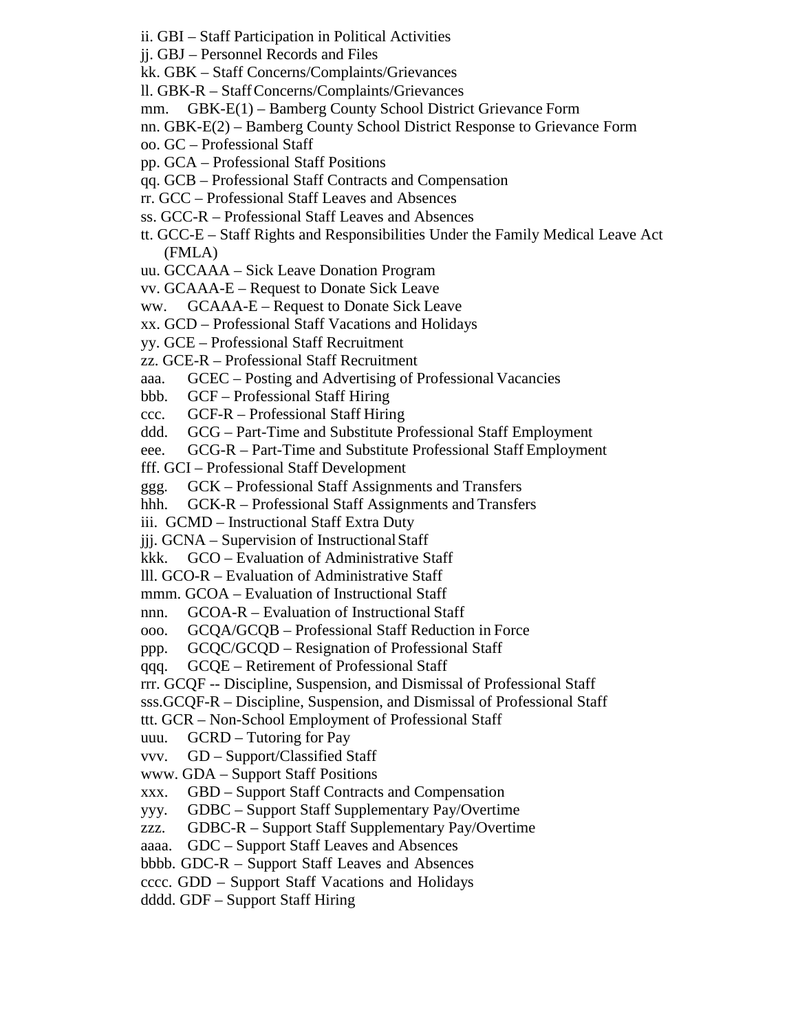ii. GBI – Staff Participation in Political Activities
jj. GBJ – Personnel Records and Files
kk. GBK – Staff Concerns/Complaints/Grievances
ll. GBK-R – Staff Concerns/Complaints/Grievances
mm. GBK-E(1) – Bamberg County School District Grievance Form
nn. GBK-E(2) – Bamberg County School District Response to Grievance Form
oo. GC – Professional Staff
pp. GCA – Professional Staff Positions
qq. GCB – Professional Staff Contracts and Compensation
rr. GCC – Professional Staff Leaves and Absences
ss. GCC-R – Professional Staff Leaves and Absences
tt. GCC-E – Staff Rights and Responsibilities Under the Family Medical Leave Act (FMLA)
uu. GCCAAA – Sick Leave Donation Program
vv. GCAAA-E – Request to Donate Sick Leave
ww. GCAAA-E – Request to Donate Sick Leave
xx. GCD – Professional Staff Vacations and Holidays
yy. GCE – Professional Staff Recruitment
zz. GCE-R – Professional Staff Recruitment
aaa. GCEC – Posting and Advertising of Professional Vacancies
bbb. GCF – Professional Staff Hiring
ccc. GCF-R – Professional Staff Hiring
ddd. GCG – Part-Time and Substitute Professional Staff Employment
eee. GCG-R – Part-Time and Substitute Professional Staff Employment
fff. GCI – Professional Staff Development
ggg. GCK – Professional Staff Assignments and Transfers
hhh. GCK-R – Professional Staff Assignments and Transfers
iii. GCMD – Instructional Staff Extra Duty
jjj. GCNA – Supervision of Instructional Staff
kkk. GCO – Evaluation of Administrative Staff
lll. GCO-R – Evaluation of Administrative Staff
mmm. GCOA – Evaluation of Instructional Staff
nnn. GCOA-R – Evaluation of Instructional Staff
ooo. GCQA/GCQB – Professional Staff Reduction in Force
ppp. GCQC/GCQD – Resignation of Professional Staff
qqq. GCQE – Retirement of Professional Staff
rrr. GCQF -- Discipline, Suspension, and Dismissal of Professional Staff
sss. GCQF-R – Discipline, Suspension, and Dismissal of Professional Staff
ttt. GCR – Non-School Employment of Professional Staff
uuu. GCRD – Tutoring for Pay
vvv. GD – Support/Classified Staff
www. GDA – Support Staff Positions
xxx. GBD – Support Staff Contracts and Compensation
yyy. GDBC – Support Staff Supplementary Pay/Overtime
zzz. GDBC-R – Support Staff Supplementary Pay/Overtime
aaaa. GDC – Support Staff Leaves and Absences
bbbb. GDC-R – Support Staff Leaves and Absences
cccc. GDD – Support Staff Vacations and Holidays
dddd. GDF – Support Staff Hiring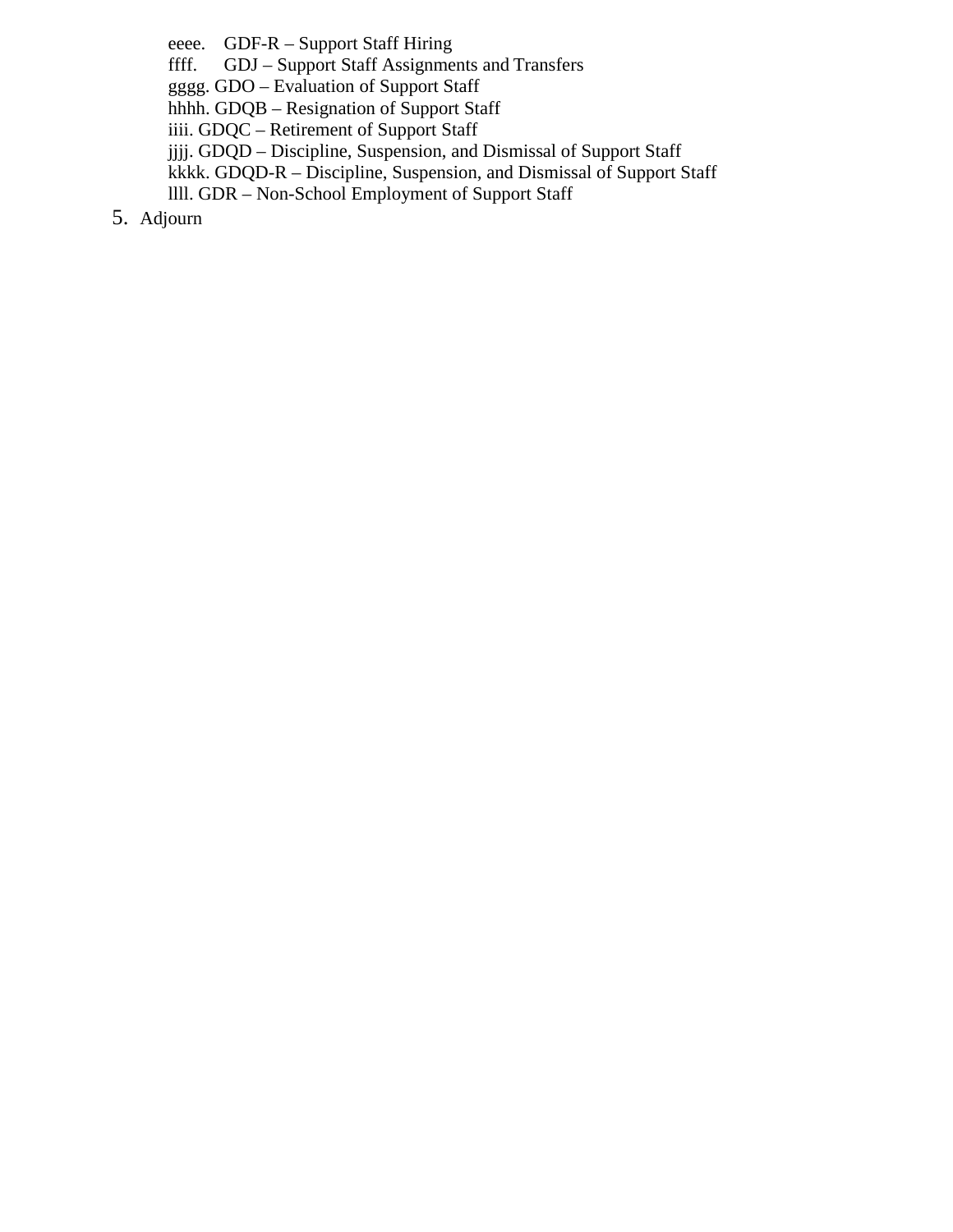eeee. GDF-R – Support Staff Hiring
    ffff. GDJ – Support Staff Assignments and Transfers
    gggg. GDO – Evaluation of Support Staff
    hhhh. GDQB – Resignation of Support Staff
    iiii. GDQC – Retirement of Support Staff
    jjjj. GDQD – Discipline, Suspension, and Dismissal of Support Staff
    kkkk. GDQD-R – Discipline, Suspension, and Dismissal of Support Staff
    llll. GDR – Non-School Employment of Support Staff

5. Adjourn